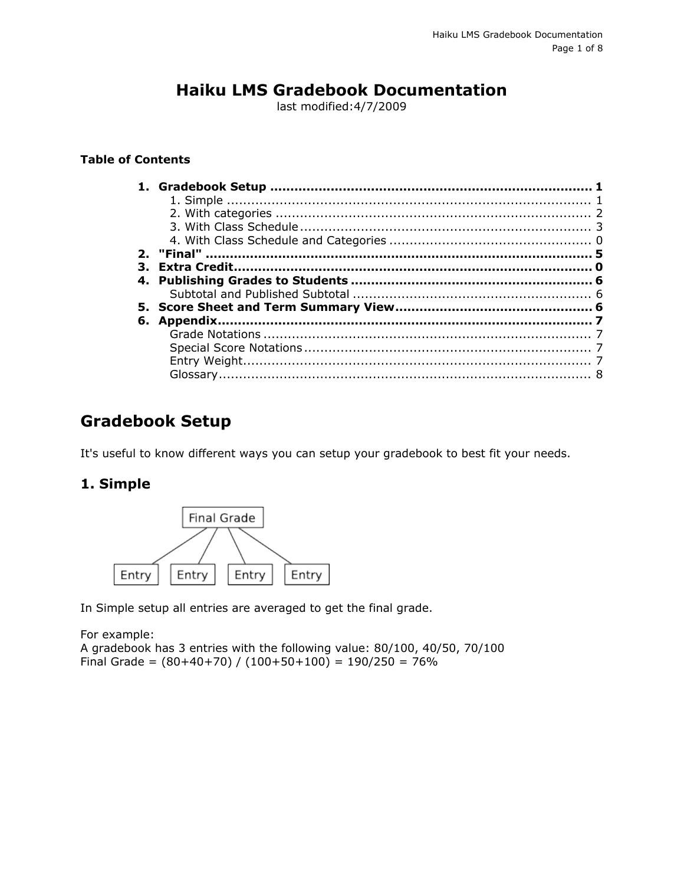# Haiku LMS Gradebook Documentation

last modified:4/7/2009

**Table of Contents**

1. **Gradebook Setup ............................................................................. 1**
   1. Simple ........................................................................................ 1
   2. With categories ............................................................................ 2
   3. With Class Schedule ....................................................................... 3
   4. With Class Schedule and Categories ................................................ 0
2. **"Final" ............................................................................................. 5**
3. **Extra Credit....................................................................................... 0**
4. **Publishing Grades to Students .......................................................... 6**
   Subtotal and Published Subtotal .......................................................... 6
5. **Score Sheet and Term Summary View................................................ 6**
6. **Appendix........................................................................................... 7**
   Grade Notations ................................................................................ 7
   Special Score Notations ...................................................................... 7
   Entry Weight...................................................................................... 7
   Glossary............................................................................................ 8

## Gradebook Setup

It's useful to know different ways you can setup your gradebook to best fit your needs.

### 1. Simple

Final Grade

Entry Entry Entry Entry

In Simple setup all entries are averaged to get the final grade.

For example:
A gradebook has 3 entries with the following value: 80/100, 40/50, 70/100
Final Grade = (80+40+70) / (100+50+100) = 190/250 = 76%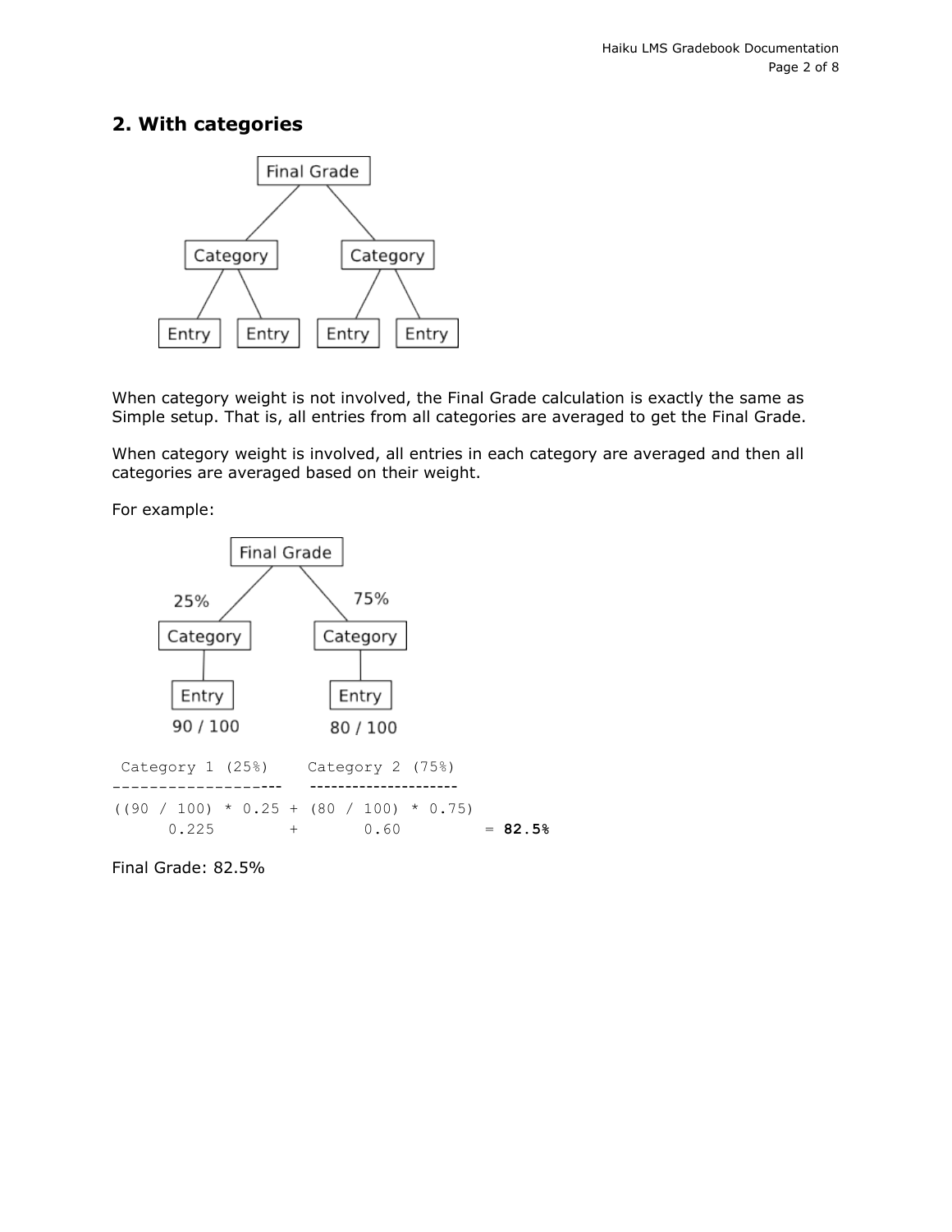## 2. With categories

When category weight is not involved, the Final Grade calculation is exactly the same as Simple setup. That is, all entries from all categories are averaged to get the Final Grade.

When category weight is involved, all entries in each category are averaged and then all categories are averaged based on their weight.

For example:

```
 Category 1 (25%)     Category 2 (75%)
---------------------  ---------------------
((90 / 100) * 0.25 + (80 / 100) * 0.75)
      0.225        +       0.60          = 82.5%
```

Final Grade: 82.5%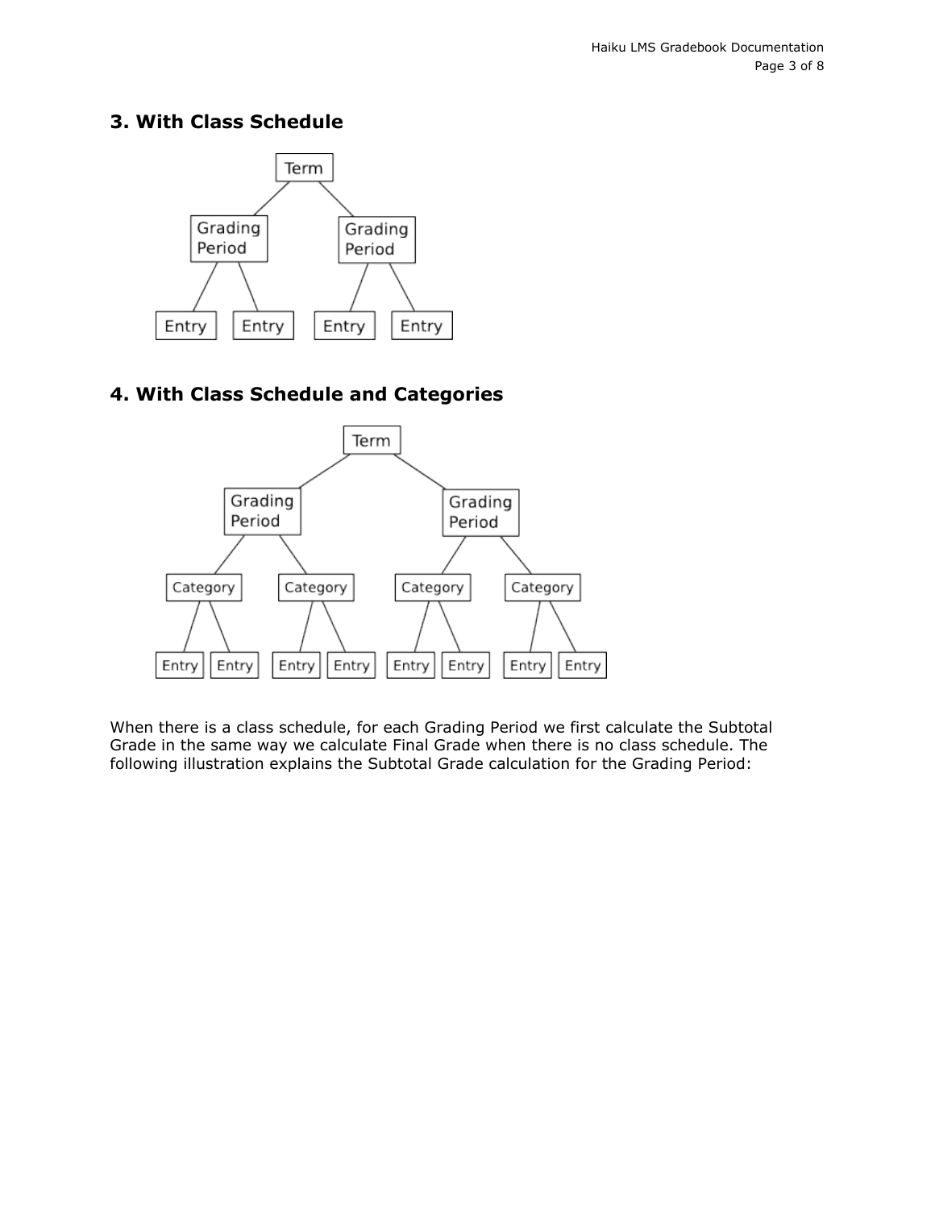## 3. With Class Schedule

## 4. With Class Schedule and Categories

When there is a class schedule, for each Grading Period we first calculate the Subtotal Grade in the same way we calculate Final Grade when there is no class schedule. The following illustration explains the Subtotal Grade calculation for the Grading Period: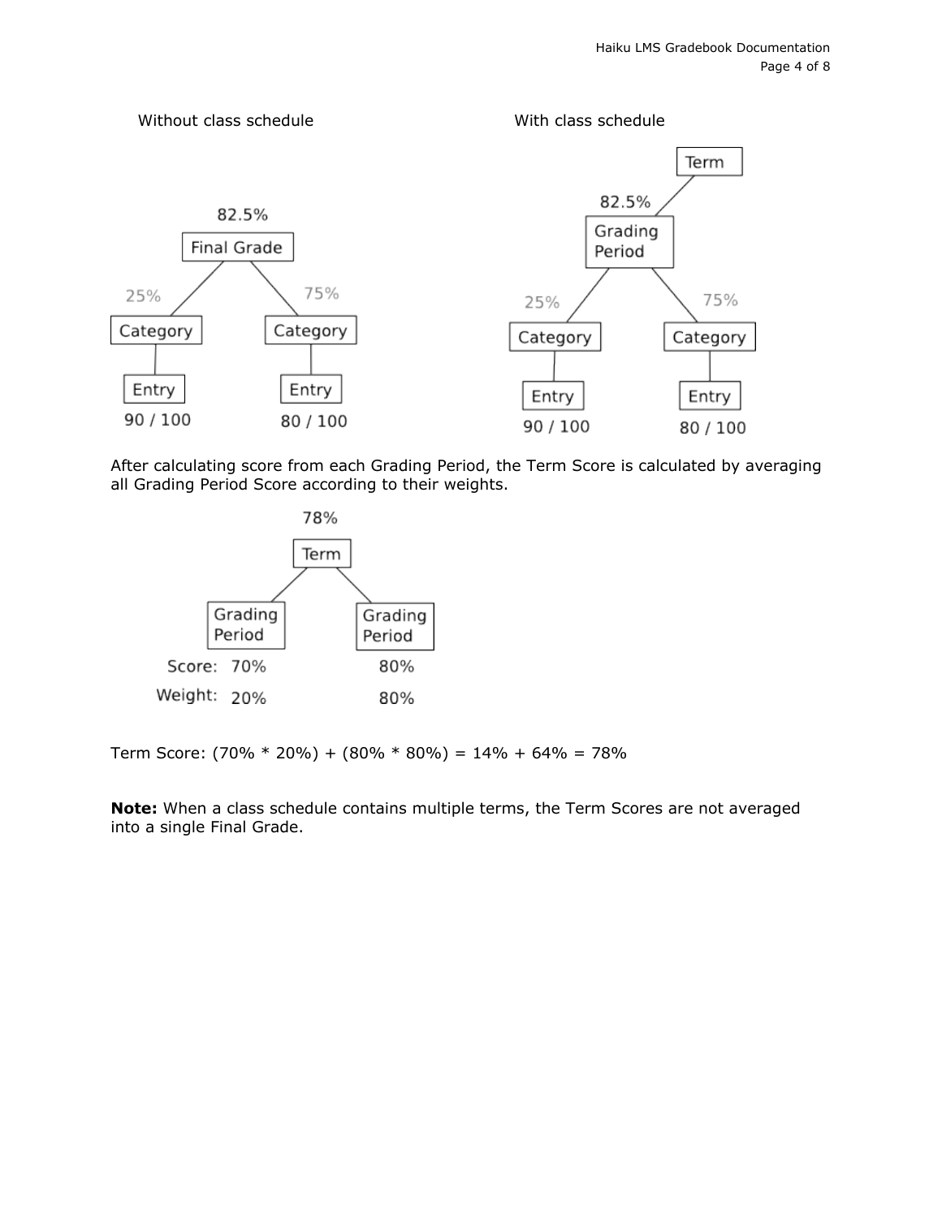Without class schedule

82.5%

Final Grade

| Category (25%) | Category (75%) |
| --- | --- |
| Entry | Entry |
| 90 / 100 | 80 / 100 |

With class schedule

Term

82.5%

Grading Period

| Category (25%) | Category (75%) |
| --- | --- |
| Entry | Entry |
| 90 / 100 | 80 / 100 |

After calculating score from each Grading Period, the Term Score is calculated by averaging all Grading Period Score according to their weights.

78%

Term

| | Grading Period | Grading Period |
| --- | --- | --- |
| Score: | 70% | 80% |
| Weight: | 20% | 80% |

Term Score: (70% * 20%) + (80% * 80%) = 14% + 64% = 78%

**Note:** When a class schedule contains multiple terms, the Term Scores are not averaged into a single Final Grade.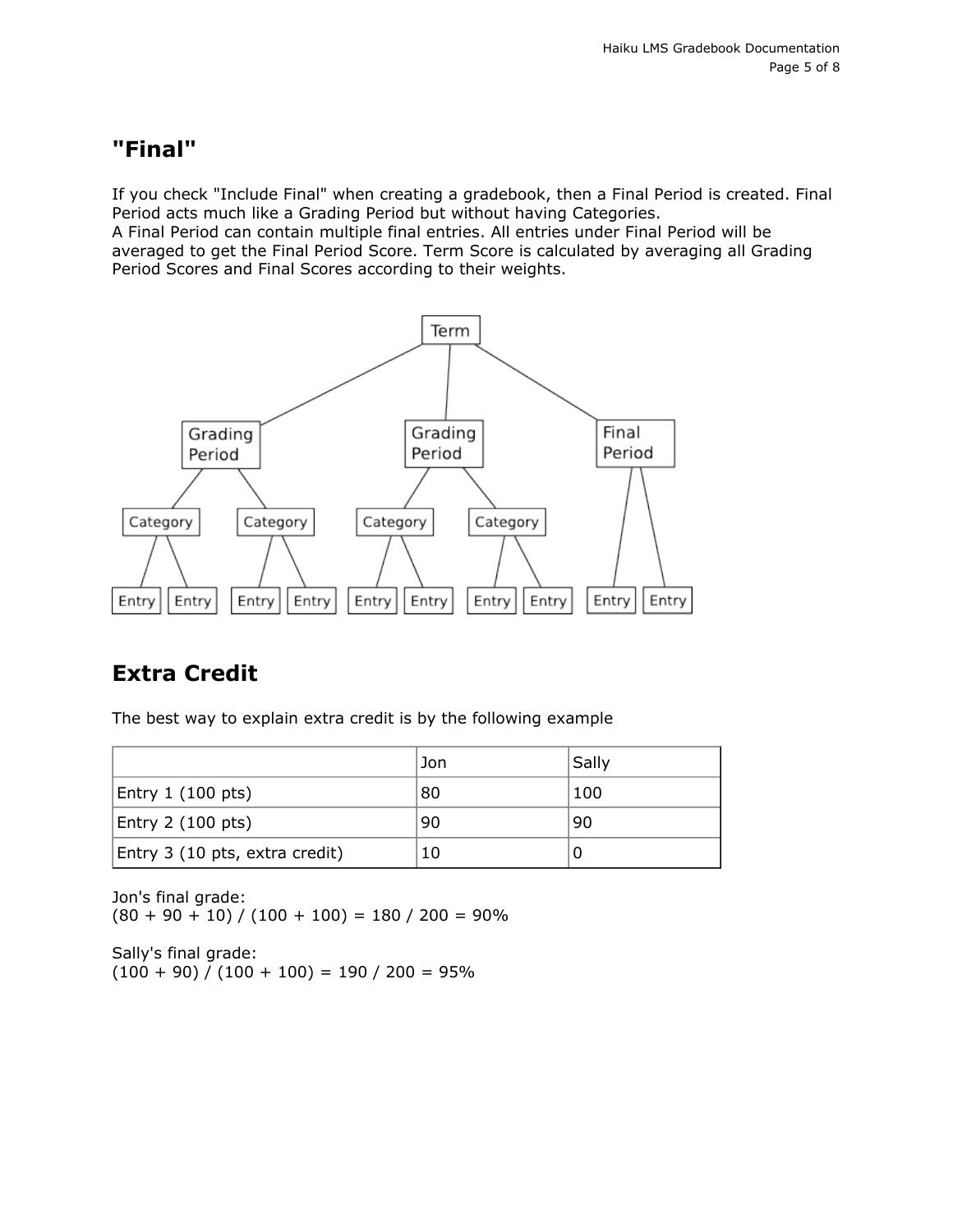## "Final"

If you check "Include Final" when creating a gradebook, then a Final Period is created. Final Period acts much like a Grading Period but without having Categories.
A Final Period can contain multiple final entries. All entries under Final Period will be averaged to get the Final Period Score. Term Score is calculated by averaging all Grading Period Scores and Final Scores according to their weights.

## Extra Credit

The best way to explain extra credit is by the following example

| | Jon | Sally |
|---|---|---|
| Entry 1 (100 pts) | 80 | 100 |
| Entry 2 (100 pts) | 90 | 90 |
| Entry 3 (10 pts, extra credit) | 10 | 0 |

Jon's final grade:
(80 + 90 + 10) / (100 + 100) = 180 / 200 = 90%

Sally's final grade:
(100 + 90) / (100 + 100) = 190 / 200 = 95%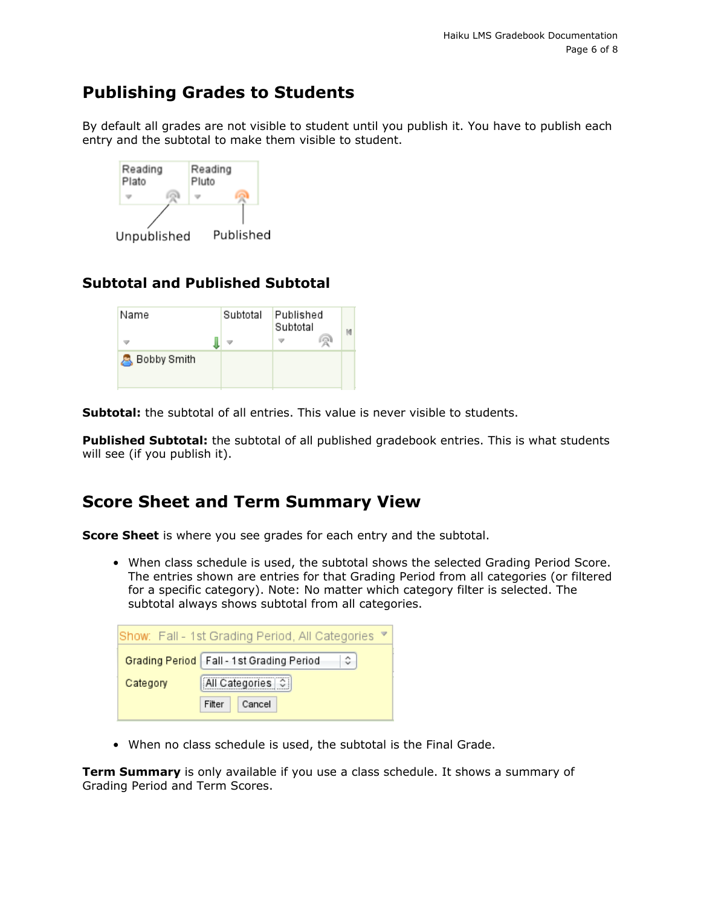## Publishing Grades to Students

By default all grades are not visible to student until you publish it. You have to publish each entry and the subtotal to make them visible to student.

### Subtotal and Published Subtotal

**Subtotal:** the subtotal of all entries. This value is never visible to students.

**Published Subtotal:** the subtotal of all published gradebook entries. This is what students will see (if you publish it).

## Score Sheet and Term Summary View

**Score Sheet** is where you see grades for each entry and the subtotal.

- When class schedule is used, the subtotal shows the selected Grading Period Score. The entries shown are entries for that Grading Period from all categories (or filtered for a specific category). Note: No matter which category filter is selected. The subtotal always shows subtotal from all categories.

- When no class schedule is used, the subtotal is the Final Grade.

**Term Summary** is only available if you use a class schedule. It shows a summary of Grading Period and Term Scores.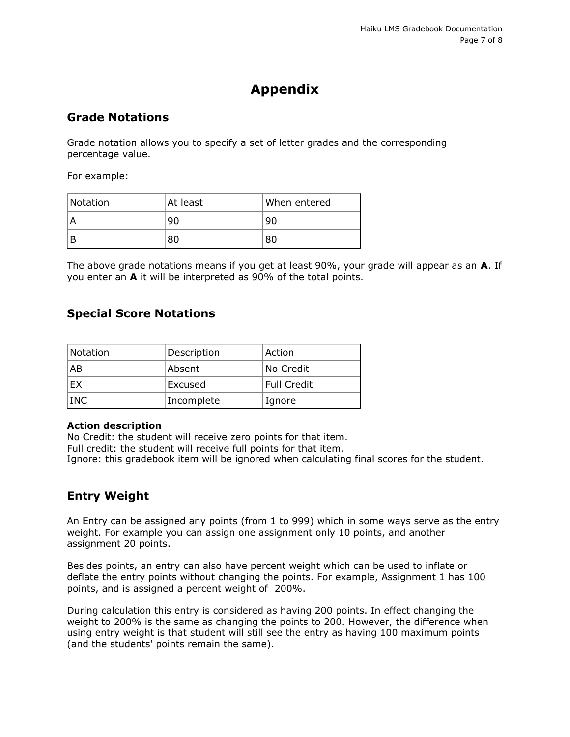# Appendix

## Grade Notations

Grade notation allows you to specify a set of letter grades and the corresponding percentage value.

For example:

| Notation | At least | When entered |
| --- | --- | --- |
| A | 90 | 90 |
| B | 80 | 80 |

The above grade notations means if you get at least 90%, your grade will appear as an **A**. If you enter an **A** it will be interpreted as 90% of the total points.

## Special Score Notations

| Notation | Description | Action |
| --- | --- | --- |
| AB | Absent | No Credit |
| EX | Excused | Full Credit |
| INC | Incomplete | Ignore |

**Action description**
No Credit: the student will receive zero points for that item.
Full credit: the student will receive full points for that item.
Ignore: this gradebook item will be ignored when calculating final scores for the student.

## Entry Weight

An Entry can be assigned any points (from 1 to 999) which in some ways serve as the entry weight. For example you can assign one assignment only 10 points, and another assignment 20 points.

Besides points, an entry can also have percent weight which can be used to inflate or deflate the entry points without changing the points. For example, Assignment 1 has 100 points, and is assigned a percent weight of 200%.

During calculation this entry is considered as having 200 points. In effect changing the weight to 200% is the same as changing the points to 200. However, the difference when using entry weight is that student will still see the entry as having 100 maximum points (and the students' points remain the same).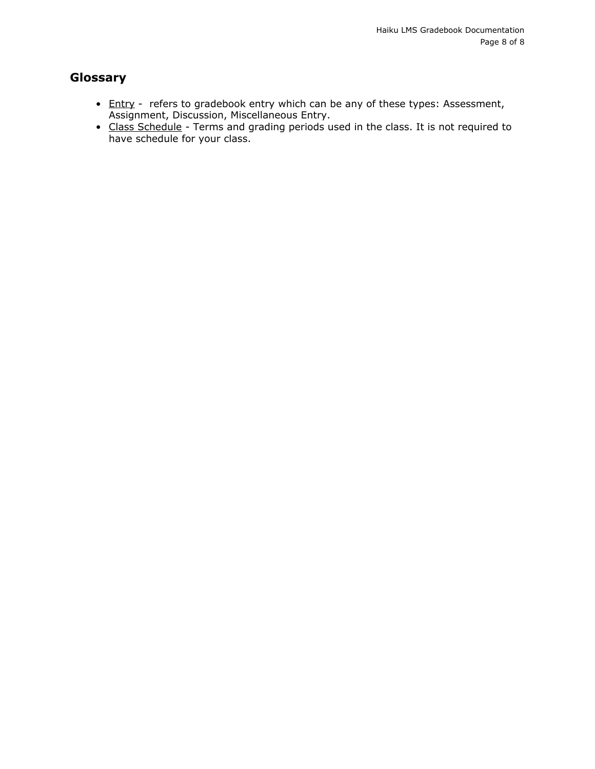## Glossary

- Entry - refers to gradebook entry which can be any of these types: Assessment, Assignment, Discussion, Miscellaneous Entry.
- Class Schedule - Terms and grading periods used in the class. It is not required to have schedule for your class.